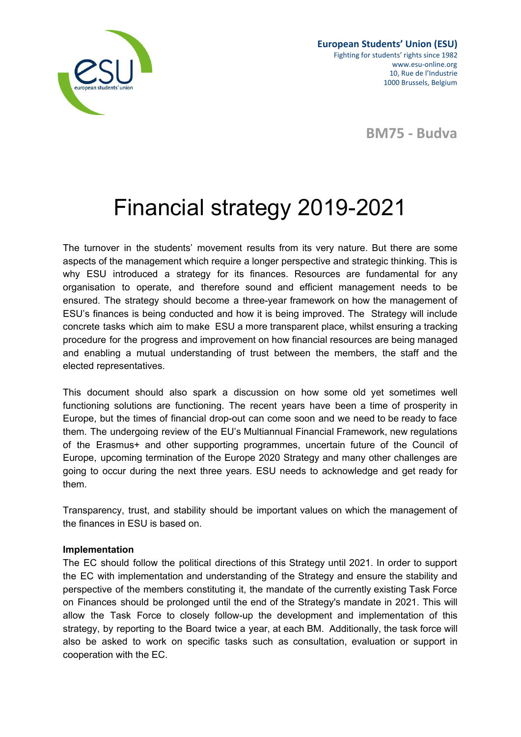**European Students' Union (ESU)**
Fighting for students' rights since 1982
www.esu-online.org
10, Rue de l'Industrie
1000 Brussels, Belgium

**BM75 - Budva**

# Financial strategy 2019-2021

The turnover in the students' movement results from its very nature. But there are some aspects of the management which require a longer perspective and strategic thinking. This is why ESU introduced a strategy for its finances. Resources are fundamental for any organisation to operate, and therefore sound and efficient management needs to be ensured. The strategy should become a three-year framework on how the management of ESU's finances is being conducted and how it is being improved. The Strategy will include concrete tasks which aim to make ESU a more transparent place, whilst ensuring a tracking procedure for the progress and improvement on how financial resources are being managed and enabling a mutual understanding of trust between the members, the staff and the elected representatives.

This document should also spark a discussion on how some old yet sometimes well functioning solutions are functioning. The recent years have been a time of prosperity in Europe, but the times of financial drop-out can come soon and we need to be ready to face them. The undergoing review of the EU's Multiannual Financial Framework, new regulations of the Erasmus+ and other supporting programmes, uncertain future of the Council of Europe, upcoming termination of the Europe 2020 Strategy and many other challenges are going to occur during the next three years. ESU needs to acknowledge and get ready for them.

Transparency, trust, and stability should be important values on which the management of the finances in ESU is based on.

**Implementation**

The EC should follow the political directions of this Strategy until 2021. In order to support the EC with implementation and understanding of the Strategy and ensure the stability and perspective of the members constituting it, the mandate of the currently existing Task Force on Finances should be prolonged until the end of the Strategy's mandate in 2021. This will allow the Task Force to closely follow-up the development and implementation of this strategy, by reporting to the Board twice a year, at each BM. Additionally, the task force will also be asked to work on specific tasks such as consultation, evaluation or support in cooperation with the EC.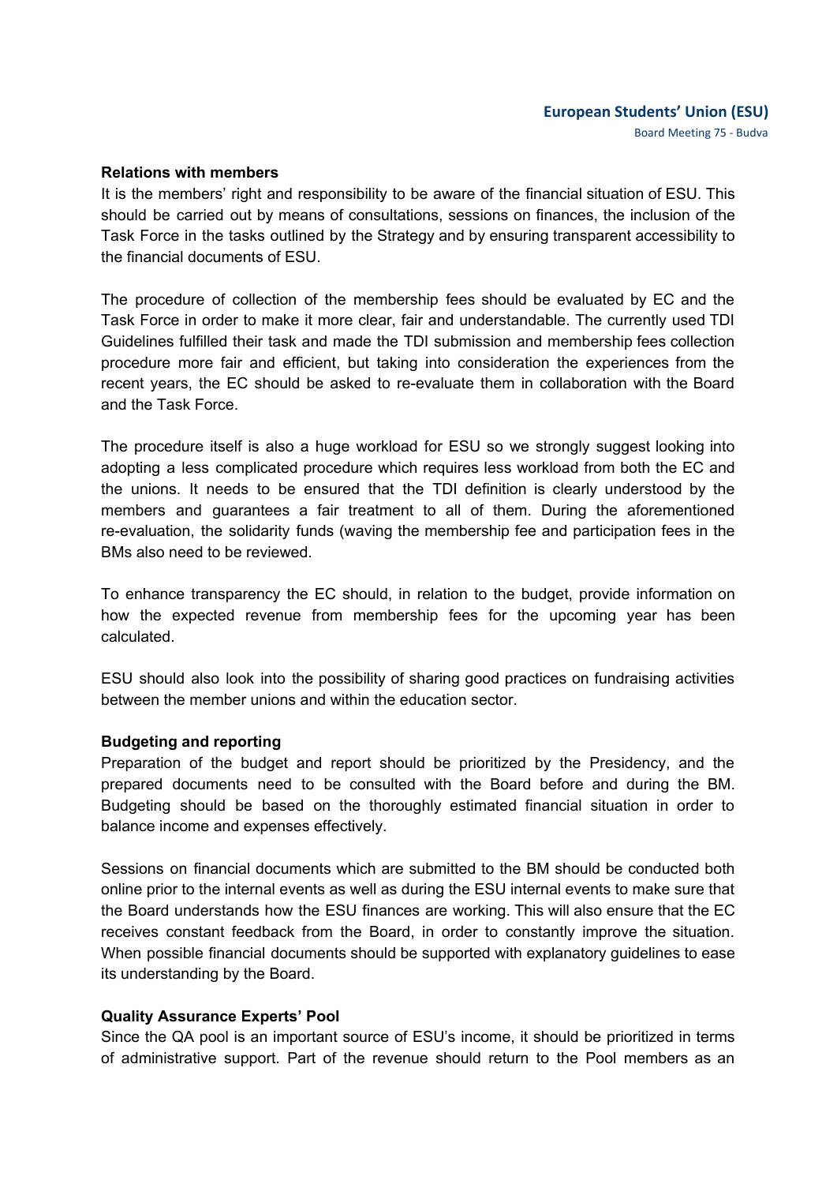**Relations with members**

It is the members' right and responsibility to be aware of the financial situation of ESU. This should be carried out by means of consultations, sessions on finances, the inclusion of the Task Force in the tasks outlined by the Strategy and by ensuring transparent accessibility to the financial documents of ESU.

The procedure of collection of the membership fees should be evaluated by EC and the Task Force in order to make it more clear, fair and understandable. The currently used TDI Guidelines fulfilled their task and made the TDI submission and membership fees collection procedure more fair and efficient, but taking into consideration the experiences from the recent years, the EC should be asked to re-evaluate them in collaboration with the Board and the Task Force.

The procedure itself is also a huge workload for ESU so we strongly suggest looking into adopting a less complicated procedure which requires less workload from both the EC and the unions. It needs to be ensured that the TDI definition is clearly understood by the members and guarantees a fair treatment to all of them. During the aforementioned re-evaluation, the solidarity funds (waving the membership fee and participation fees in the BMs also need to be reviewed.

To enhance transparency the EC should, in relation to the budget, provide information on how the expected revenue from membership fees for the upcoming year has been calculated.

ESU should also look into the possibility of sharing good practices on fundraising activities between the member unions and within the education sector.

**Budgeting and reporting**

Preparation of the budget and report should be prioritized by the Presidency, and the prepared documents need to be consulted with the Board before and during the BM. Budgeting should be based on the thoroughly estimated financial situation in order to balance income and expenses effectively.

Sessions on financial documents which are submitted to the BM should be conducted both online prior to the internal events as well as during the ESU internal events to make sure that the Board understands how the ESU finances are working. This will also ensure that the EC receives constant feedback from the Board, in order to constantly improve the situation. When possible financial documents should be supported with explanatory guidelines to ease its understanding by the Board.

**Quality Assurance Experts' Pool**

Since the QA pool is an important source of ESU's income, it should be prioritized in terms of administrative support. Part of the revenue should return to the Pool members as an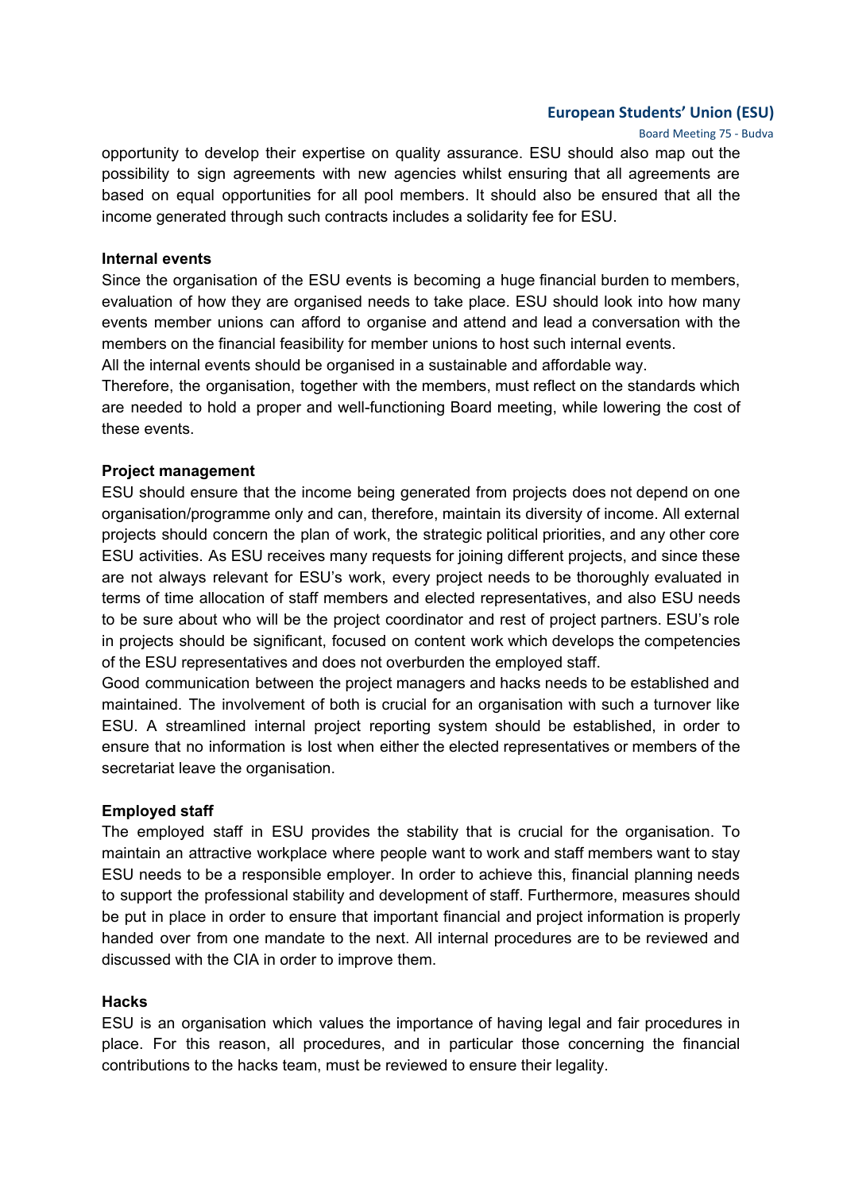opportunity to develop their expertise on quality assurance. ESU should also map out the possibility to sign agreements with new agencies whilst ensuring that all agreements are based on equal opportunities for all pool members. It should also be ensured that all the income generated through such contracts includes a solidarity fee for ESU.

**Internal events**

Since the organisation of the ESU events is becoming a huge financial burden to members, evaluation of how they are organised needs to take place. ESU should look into how many events member unions can afford to organise and attend and lead a conversation with the members on the financial feasibility for member unions to host such internal events.

All the internal events should be organised in a sustainable and affordable way.

Therefore, the organisation, together with the members, must reflect on the standards which are needed to hold a proper and well-functioning Board meeting, while lowering the cost of these events.

**Project management**

ESU should ensure that the income being generated from projects does not depend on one organisation/programme only and can, therefore, maintain its diversity of income. All external projects should concern the plan of work, the strategic political priorities, and any other core ESU activities. As ESU receives many requests for joining different projects, and since these are not always relevant for ESU's work, every project needs to be thoroughly evaluated in terms of time allocation of staff members and elected representatives, and also ESU needs to be sure about who will be the project coordinator and rest of project partners. ESU's role in projects should be significant, focused on content work which develops the competencies of the ESU representatives and does not overburden the employed staff.

Good communication between the project managers and hacks needs to be established and maintained. The involvement of both is crucial for an organisation with such a turnover like ESU. A streamlined internal project reporting system should be established, in order to ensure that no information is lost when either the elected representatives or members of the secretariat leave the organisation.

**Employed staff**

The employed staff in ESU provides the stability that is crucial for the organisation. To maintain an attractive workplace where people want to work and staff members want to stay ESU needs to be a responsible employer. In order to achieve this, financial planning needs to support the professional stability and development of staff. Furthermore, measures should be put in place in order to ensure that important financial and project information is properly handed over from one mandate to the next. All internal procedures are to be reviewed and discussed with the CIA in order to improve them.

**Hacks**

ESU is an organisation which values the importance of having legal and fair procedures in place. For this reason, all procedures, and in particular those concerning the financial contributions to the hacks team, must be reviewed to ensure their legality.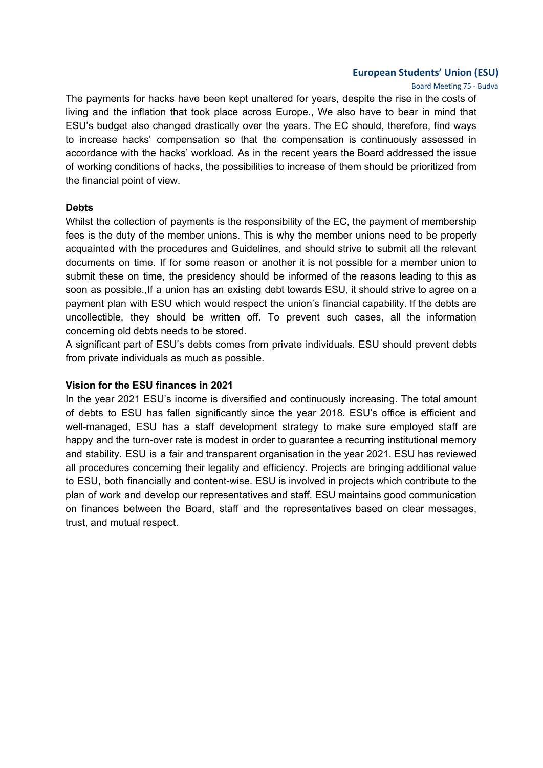The payments for hacks have been kept unaltered for years, despite the rise in the costs of living and the inflation that took place across Europe., We also have to bear in mind that ESU's budget also changed drastically over the years. The EC should, therefore, find ways to increase hacks' compensation so that the compensation is continuously assessed in accordance with the hacks' workload. As in the recent years the Board addressed the issue of working conditions of hacks, the possibilities to increase of them should be prioritized from the financial point of view.

**Debts**

Whilst the collection of payments is the responsibility of the EC, the payment of membership fees is the duty of the member unions. This is why the member unions need to be properly acquainted with the procedures and Guidelines, and should strive to submit all the relevant documents on time. If for some reason or another it is not possible for a member union to submit these on time, the presidency should be informed of the reasons leading to this as soon as possible.,If a union has an existing debt towards ESU, it should strive to agree on a payment plan with ESU which would respect the union's financial capability. If the debts are uncollectible, they should be written off. To prevent such cases, all the information concerning old debts needs to be stored.

A significant part of ESU's debts comes from private individuals. ESU should prevent debts from private individuals as much as possible.

**Vision for the ESU finances in 2021**

In the year 2021 ESU's income is diversified and continuously increasing. The total amount of debts to ESU has fallen significantly since the year 2018. ESU's office is efficient and well-managed, ESU has a staff development strategy to make sure employed staff are happy and the turn-over rate is modest in order to guarantee a recurring institutional memory and stability. ESU is a fair and transparent organisation in the year 2021. ESU has reviewed all procedures concerning their legality and efficiency. Projects are bringing additional value to ESU, both financially and content-wise. ESU is involved in projects which contribute to the plan of work and develop our representatives and staff. ESU maintains good communication on finances between the Board, staff and the representatives based on clear messages, trust, and mutual respect.